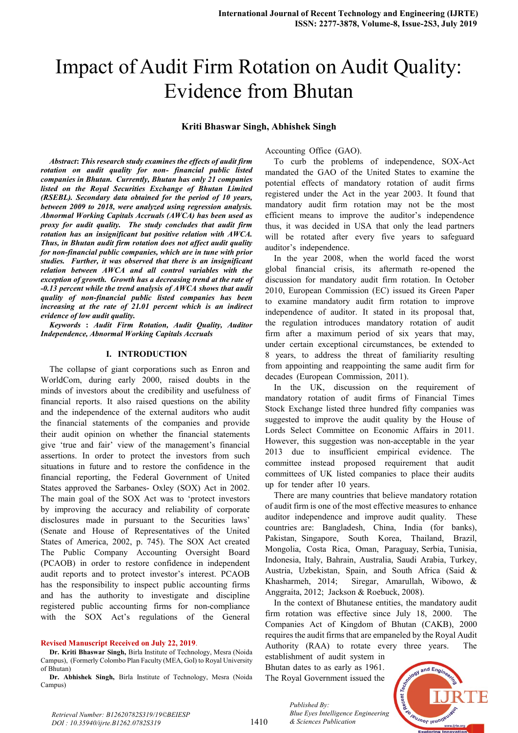# Impact of Audit Firm Rotation on Audit Quality: Evidence from Bhutan

**Kriti Bhaswar Singh, Abhishek Singh**

***Abstract*: *This research study examines the effects of audit firm rotation on audit quality for non- financial public listed companies in Bhutan. Currently, Bhutan has only 21 companies listed on the Royal Securities Exchange of Bhutan Limited (RSEBL). Secondary data obtained for the period of 10 years, between 2009 to 2018, were analyzed using regression analysis. Abnormal Working Capitals Accruals (AWCA) has been used as proxy for audit quality. The study concludes that audit firm rotation has an insignificant but positive relation with AWCA. Thus, in Bhutan audit firm rotation does not affect audit quality for non-financial public companies, which are in tune with prior studies. Further, it was observed that there is an insignificant relation between AWCA and all control variables with the exception of growth. Growth has a decreasing trend at the rate of -0.13 percent while the trend analysis of AWCA shows that audit quality of non-financial public listed companies has been increasing at the rate of 21.01 percent which is an indirect evidence of low audit quality.***

***Keywords* : *Audit Firm Rotation, Audit Quality, Auditor Independence, Abnormal Working Capitals Accruals***

## I. INTRODUCTION

The collapse of giant corporations such as Enron and WorldCom, during early 2000, raised doubts in the minds of investors about the credibility and usefulness of financial reports. It also raised questions on the ability and the independence of the external auditors who audit the financial statements of the companies and provide their audit opinion on whether the financial statements give 'true and fair' view of the management's financial assertions. In order to protect the investors from such situations in future and to restore the confidence in the financial reporting, the Federal Government of United States approved the Sarbanes- Oxley (SOX) Act in 2002. The main goal of the SOX Act was to 'protect investors by improving the accuracy and reliability of corporate disclosures made in pursuant to the Securities laws' (Senate and House of Representatives of the United States of America, 2002, p. 745). The SOX Act created The Public Company Accounting Oversight Board (PCAOB) in order to restore confidence in independent audit reports and to protect investor's interest. PCAOB has the responsibility to inspect public accounting firms and has the authority to investigate and discipline registered public accounting firms for non-compliance with the SOX Act's regulations of the General Accounting Office (GAO).

To curb the problems of independence, SOX-Act mandated the GAO of the United States to examine the potential effects of mandatory rotation of audit firms registered under the Act in the year 2003. It found that mandatory audit firm rotation may not be the most efficient means to improve the auditor's independence thus, it was decided in USA that only the lead partners will be rotated after every five years to safeguard auditor's independence.

In the year 2008, when the world faced the worst global financial crisis, its aftermath re-opened the discussion for mandatory audit firm rotation. In October 2010, European Commission (EC) issued its Green Paper to examine mandatory audit firm rotation to improve independence of auditor. It stated in its proposal that, the regulation introduces mandatory rotation of audit firm after a maximum period of six years that may, under certain exceptional circumstances, be extended to 8 years, to address the threat of familiarity resulting from appointing and reappointing the same audit firm for decades (European Commission, 2011).

In the UK, discussion on the requirement of mandatory rotation of audit firms of Financial Times Stock Exchange listed three hundred fifty companies was suggested to improve the audit quality by the House of Lords Select Committee on Economic Affairs in 2011. However, this suggestion was non-acceptable in the year 2013 due to insufficient empirical evidence. The committee instead proposed requirement that audit committees of UK listed companies to place their audits up for tender after 10 years.

There are many countries that believe mandatory rotation of audit firm is one of the most effective measures to enhance auditor independence and improve audit quality. These countries are: Bangladesh, China, India (for banks), Pakistan, Singapore, South Korea, Thailand, Brazil, Mongolia, Costa Rica, Oman, Paraguay, Serbia, Tunisia, Indonesia, Italy, Bahrain, Australia, Saudi Arabia, Turkey, Austria, Uzbekistan, Spain, and South Africa (Said & Khasharmeh, 2014; Siregar, Amarullah, Wibowo, & Anggraita, 2012; Jackson & Roebuck, 2008).

In the context of Bhutanese entities, the mandatory audit firm rotation was effective since July 18, 2000. The Companies Act of Kingdom of Bhutan (CAKB), 2000 requires the audit firms that are empaneled by the Royal Audit Authority (RAA) to rotate every three years. The establishment of audit system in Bhutan dates to as early as 1961. The Royal Government issued the

**Revised Manuscript Received on July 22, 2019**.

**Dr. Kriti Bhaswar Singh,** Birla Institute of Technology, Mesra (Noida Campus), (Formerly Colombo Plan Faculty (MEA, GoI) to Royal University of Bhutan)

**Dr. Abhishek Singh,** Birla Institute of Technology, Mesra (Noida Campus)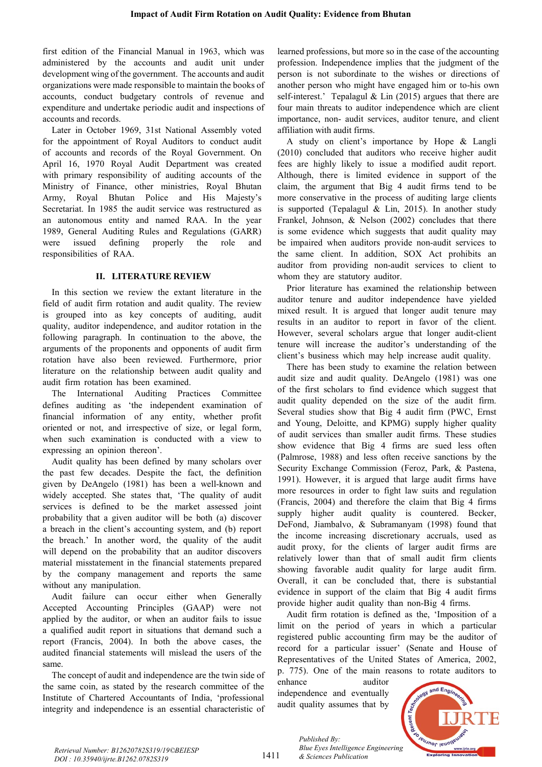first edition of the Financial Manual in 1963, which was administered by the accounts and audit unit under development wing of the government. The accounts and audit organizations were made responsible to maintain the books of accounts, conduct budgetary controls of revenue and expenditure and undertake periodic audit and inspections of accounts and records.

Later in October 1969, 31st National Assembly voted for the appointment of Royal Auditors to conduct audit of accounts and records of the Royal Government. On April 16, 1970 Royal Audit Department was created with primary responsibility of auditing accounts of the Ministry of Finance, other ministries, Royal Bhutan Army, Royal Bhutan Police and His Majesty's Secretariat. In 1985 the audit service was restructured as an autonomous entity and named RAA. In the year 1989, General Auditing Rules and Regulations (GARR) were issued defining properly the role and responsibilities of RAA.

## II. LITERATURE REVIEW

In this section we review the extant literature in the field of audit firm rotation and audit quality. The review is grouped into as key concepts of auditing, audit quality, auditor independence, and auditor rotation in the following paragraph. In continuation to the above, the arguments of the proponents and opponents of audit firm rotation have also been reviewed. Furthermore, prior literature on the relationship between audit quality and audit firm rotation has been examined.

The International Auditing Practices Committee defines auditing as 'the independent examination of financial information of any entity, whether profit oriented or not, and irrespective of size, or legal form, when such examination is conducted with a view to expressing an opinion thereon'.

Audit quality has been defined by many scholars over the past few decades. Despite the fact, the definition given by DeAngelo (1981) has been a well-known and widely accepted. She states that, 'The quality of audit services is defined to be the market assessed joint probability that a given auditor will be both (a) discover a breach in the client's accounting system, and (b) report the breach.' In another word, the quality of the audit will depend on the probability that an auditor discovers material misstatement in the financial statements prepared by the company management and reports the same without any manipulation.

Audit failure can occur either when Generally Accepted Accounting Principles (GAAP) were not applied by the auditor, or when an auditor fails to issue a qualified audit report in situations that demand such a report (Francis, 2004). In both the above cases, the audited financial statements will mislead the users of the same.

The concept of audit and independence are the twin side of the same coin, as stated by the research committee of the Institute of Chartered Accountants of India, 'professional integrity and independence is an essential characteristic of learned professions, but more so in the case of the accounting profession. Independence implies that the judgment of the person is not subordinate to the wishes or directions of another person who might have engaged him or to-his own self-interest.' Tepalagul & Lin (2015) argues that there are four main threats to auditor independence which are client importance, non- audit services, auditor tenure, and client affiliation with audit firms.

A study on client's importance by Hope & Langli (2010) concluded that auditors who receive higher audit fees are highly likely to issue a modified audit report. Although, there is limited evidence in support of the claim, the argument that Big 4 audit firms tend to be more conservative in the process of auditing large clients is supported (Tepalagul & Lin, 2015). In another study Frankel, Johnson, & Nelson (2002) concludes that there is some evidence which suggests that audit quality may be impaired when auditors provide non-audit services to the same client. In addition, SOX Act prohibits an auditor from providing non-audit services to client to whom they are statutory auditor.

Prior literature has examined the relationship between auditor tenure and auditor independence have yielded mixed result. It is argued that longer audit tenure may results in an auditor to report in favor of the client. However, several scholars argue that longer audit-client tenure will increase the auditor's understanding of the client's business which may help increase audit quality.

There has been study to examine the relation between audit size and audit quality. DeAngelo (1981) was one of the first scholars to find evidence which suggest that audit quality depended on the size of the audit firm. Several studies show that Big 4 audit firm (PWC, Ernst and Young, Deloitte, and KPMG) supply higher quality of audit services than smaller audit firms. These studies show evidence that Big 4 firms are sued less often (Palmrose, 1988) and less often receive sanctions by the Security Exchange Commission (Feroz, Park, & Pastena, 1991). However, it is argued that large audit firms have more resources in order to fight law suits and regulation (Francis, 2004) and therefore the claim that Big 4 firms supply higher audit quality is countered. Becker, DeFond, Jiambalvo, & Subramanyam (1998) found that the income increasing discretionary accruals, used as audit proxy, for the clients of larger audit firms are relatively lower than that of small audit firm clients showing favorable audit quality for large audit firm. Overall, it can be concluded that, there is substantial evidence in support of the claim that Big 4 audit firms provide higher audit quality than non-Big 4 firms.

Audit firm rotation is defined as the, 'Imposition of a limit on the period of years in which a particular registered public accounting firm may be the auditor of record for a particular issuer' (Senate and House of Representatives of the United States of America, 2002, p. 775). One of the main reasons to rotate auditors to enhance auditor independence and eventually audit quality assumes that by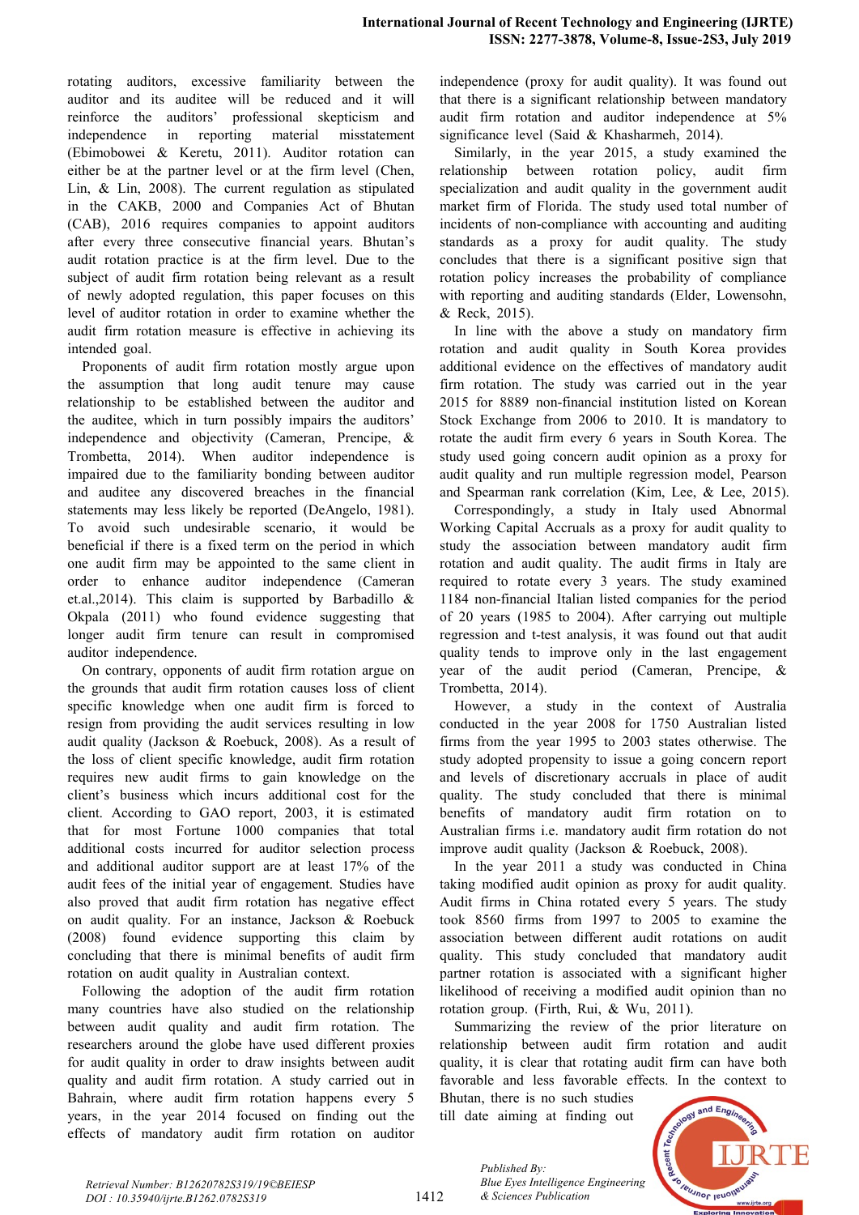rotating auditors, excessive familiarity between the auditor and its auditee will be reduced and it will reinforce the auditors' professional skepticism and independence in reporting material misstatement (Ebimobowei & Keretu, 2011). Auditor rotation can either be at the partner level or at the firm level (Chen, Lin, & Lin, 2008). The current regulation as stipulated in the CAKB, 2000 and Companies Act of Bhutan (CAB), 2016 requires companies to appoint auditors after every three consecutive financial years. Bhutan's audit rotation practice is at the firm level. Due to the subject of audit firm rotation being relevant as a result of newly adopted regulation, this paper focuses on this level of auditor rotation in order to examine whether the audit firm rotation measure is effective in achieving its intended goal.

Proponents of audit firm rotation mostly argue upon the assumption that long audit tenure may cause relationship to be established between the auditor and the auditee, which in turn possibly impairs the auditors' independence and objectivity (Cameran, Prencipe, & Trombetta, 2014). When auditor independence is impaired due to the familiarity bonding between auditor and auditee any discovered breaches in the financial statements may less likely be reported (DeAngelo, 1981). To avoid such undesirable scenario, it would be beneficial if there is a fixed term on the period in which one audit firm may be appointed to the same client in order to enhance auditor independence (Cameran et.al.,2014). This claim is supported by Barbadillo & Okpala (2011) who found evidence suggesting that longer audit firm tenure can result in compromised auditor independence.

On contrary, opponents of audit firm rotation argue on the grounds that audit firm rotation causes loss of client specific knowledge when one audit firm is forced to resign from providing the audit services resulting in low audit quality (Jackson & Roebuck, 2008). As a result of the loss of client specific knowledge, audit firm rotation requires new audit firms to gain knowledge on the client's business which incurs additional cost for the client. According to GAO report, 2003, it is estimated that for most Fortune 1000 companies that total additional costs incurred for auditor selection process and additional auditor support are at least 17% of the audit fees of the initial year of engagement. Studies have also proved that audit firm rotation has negative effect on audit quality. For an instance, Jackson & Roebuck (2008) found evidence supporting this claim by concluding that there is minimal benefits of audit firm rotation on audit quality in Australian context.

Following the adoption of the audit firm rotation many countries have also studied on the relationship between audit quality and audit firm rotation. The researchers around the globe have used different proxies for audit quality in order to draw insights between audit quality and audit firm rotation. A study carried out in Bahrain, where audit firm rotation happens every 5 years, in the year 2014 focused on finding out the effects of mandatory audit firm rotation on auditor independence (proxy for audit quality). It was found out that there is a significant relationship between mandatory audit firm rotation and auditor independence at 5% significance level (Said & Khasharmeh, 2014).

Similarly, in the year 2015, a study examined the relationship between rotation policy, audit firm specialization and audit quality in the government audit market firm of Florida. The study used total number of incidents of non-compliance with accounting and auditing standards as a proxy for audit quality. The study concludes that there is a significant positive sign that rotation policy increases the probability of compliance with reporting and auditing standards (Elder, Lowensohn, & Reck, 2015).

In line with the above a study on mandatory firm rotation and audit quality in South Korea provides additional evidence on the effectives of mandatory audit firm rotation. The study was carried out in the year 2015 for 8889 non-financial institution listed on Korean Stock Exchange from 2006 to 2010. It is mandatory to rotate the audit firm every 6 years in South Korea. The study used going concern audit opinion as a proxy for audit quality and run multiple regression model, Pearson and Spearman rank correlation (Kim, Lee, & Lee, 2015).

Correspondingly, a study in Italy used Abnormal Working Capital Accruals as a proxy for audit quality to study the association between mandatory audit firm rotation and audit quality. The audit firms in Italy are required to rotate every 3 years. The study examined 1184 non-financial Italian listed companies for the period of 20 years (1985 to 2004). After carrying out multiple regression and t-test analysis, it was found out that audit quality tends to improve only in the last engagement year of the audit period (Cameran, Prencipe, & Trombetta, 2014).

However, a study in the context of Australia conducted in the year 2008 for 1750 Australian listed firms from the year 1995 to 2003 states otherwise. The study adopted propensity to issue a going concern report and levels of discretionary accruals in place of audit quality. The study concluded that there is minimal benefits of mandatory audit firm rotation on to Australian firms i.e. mandatory audit firm rotation do not improve audit quality (Jackson & Roebuck, 2008).

In the year 2011 a study was conducted in China taking modified audit opinion as proxy for audit quality. Audit firms in China rotated every 5 years. The study took 8560 firms from 1997 to 2005 to examine the association between different audit rotations on audit quality. This study concluded that mandatory audit partner rotation is associated with a significant higher likelihood of receiving a modified audit opinion than no rotation group. (Firth, Rui, & Wu, 2011).

Summarizing the review of the prior literature on relationship between audit firm rotation and audit quality, it is clear that rotating audit firm can have both favorable and less favorable effects. In the context to Bhutan, there is no such studies till date aiming at finding out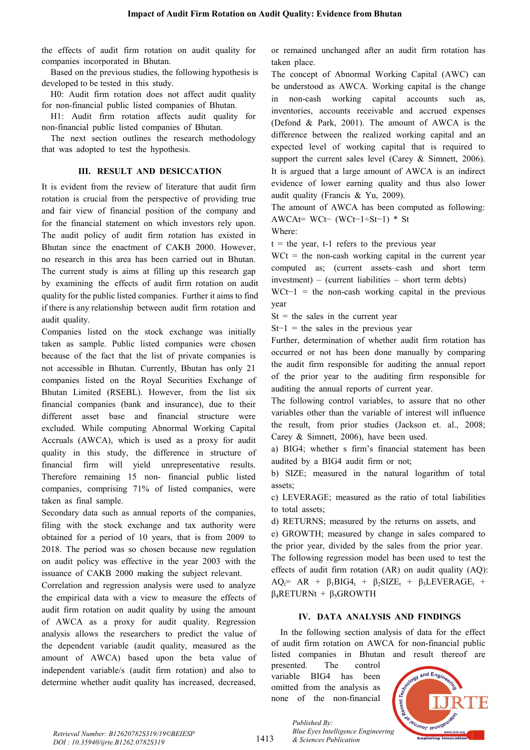the effects of audit firm rotation on audit quality for companies incorporated in Bhutan.

Based on the previous studies, the following hypothesis is developed to be tested in this study.

H0: Audit firm rotation does not affect audit quality for non-financial public listed companies of Bhutan.

H1: Audit firm rotation affects audit quality for non-financial public listed companies of Bhutan.

The next section outlines the research methodology that was adopted to test the hypothesis.

## III. RESULT AND DESICCATION

It is evident from the review of literature that audit firm rotation is crucial from the perspective of providing true and fair view of financial position of the company and for the financial statement on which investors rely upon. The audit policy of audit firm rotation has existed in Bhutan since the enactment of CAKB 2000. However, no research in this area has been carried out in Bhutan. The current study is aims at filling up this research gap by examining the effects of audit firm rotation on audit quality for the public listed companies. Further it aims to find if there is any relationship between audit firm rotation and audit quality.

Companies listed on the stock exchange was initially taken as sample. Public listed companies were chosen because of the fact that the list of private companies is not accessible in Bhutan. Currently, Bhutan has only 21 companies listed on the Royal Securities Exchange of Bhutan Limited (RSEBL). However, from the list six financial companies (bank and insurance), due to their different asset base and financial structure were excluded. While computing Abnormal Working Capital Accruals (AWCA), which is used as a proxy for audit quality in this study, the difference in structure of financial firm will yield unrepresentative results. Therefore remaining 15 non- financial public listed companies, comprising 71% of listed companies, were taken as final sample.

Secondary data such as annual reports of the companies, filing with the stock exchange and tax authority were obtained for a period of 10 years, that is from 2009 to 2018. The period was so chosen because new regulation on audit policy was effective in the year 2003 with the issuance of CAKB 2000 making the subject relevant.

Correlation and regression analysis were used to analyze the empirical data with a view to measure the effects of audit firm rotation on audit quality by using the amount of AWCA as a proxy for audit quality. Regression analysis allows the researchers to predict the value of the dependent variable (audit quality, measured as the amount of AWCA) based upon the beta value of independent variable/s (audit firm rotation) and also to determine whether audit quality has increased, decreased, or remained unchanged after an audit firm rotation has taken place.

The concept of Abnormal Working Capital (AWC) can be understood as AWCA. Working capital is the change in non-cash working capital accounts such as, inventories, accounts receivable and accrued expenses (Defond & Park, 2001). The amount of AWCA is the difference between the realized working capital and an expected level of working capital that is required to support the current sales level (Carey & Simnett, 2006). It is argued that a large amount of AWCA is an indirect evidence of lower earning quality and thus also lower audit quality (Francis & Yu, 2009).

The amount of AWCA has been computed as following:

$AWCA_t = WC_t - (WC_{t-1} \div S_{t-1}) * S_t$

Where:

t = the year, t-1 refers to the previous year

$WC_t$ = the non-cash working capital in the current year computed as; (current assets–cash and short term investment) – (current liabilities – short term debts)

$WC_{t-1}$ = the non-cash working capital in the previous year

$S_t$ = the sales in the current year

$S_{t-1}$ = the sales in the previous year

Further, determination of whether audit firm rotation has occurred or not has been done manually by comparing the audit firm responsible for auditing the annual report of the prior year to the auditing firm responsible for auditing the annual reports of current year.

The following control variables, to assure that no other variables other than the variable of interest will influence the result, from prior studies (Jackson et. al., 2008; Carey & Simnett, 2006), have been used.

a) BIG4; whether s firm's financial statement has been audited by a BIG4 audit firm or not;

b) SIZE; measured in the natural logarithm of total assets;

c) LEVERAGE; measured as the ratio of total liabilities to total assets;

d) RETURNS; measured by the returns on assets, and

e) GROWTH; measured by change in sales compared to the prior year, divided by the sales from the prior year.

The following regression model has been used to test the effects of audit firm rotation (AR) on audit quality (AQ):

$AQ_t = AR + \beta_1 BIG4_t + \beta_2 SIZE_t + \beta_3 LEVERAGE_t + \beta_4 RETURN_t + \beta_5 GROWTH$

## IV. DATA ANALYSIS AND FINDINGS

In the following section analysis of data for the effect of audit firm rotation on AWCA for non-financial public listed companies in Bhutan and result thereof are presented. The control variable BIG4 has been omitted from the analysis as none of the non-financial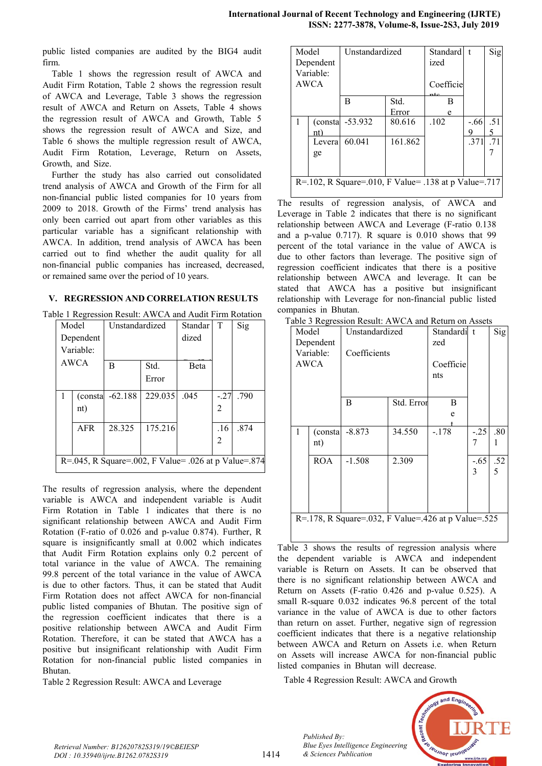public listed companies are audited by the BIG4 audit firm.

Table 1 shows the regression result of AWCA and Audit Firm Rotation, Table 2 shows the regression result of AWCA and Leverage, Table 3 shows the regression result of AWCA and Return on Assets, Table 4 shows the regression result of AWCA and Growth, Table 5 shows the regression result of AWCA and Size, and Table 6 shows the multiple regression result of AWCA, Audit Firm Rotation, Leverage, Return on Assets, Growth, and Size.

Further the study has also carried out consolidated trend analysis of AWCA and Growth of the Firm for all non-financial public listed companies for 10 years from 2009 to 2018. Growth of the Firms' trend analysis has only been carried out apart from other variables as this particular variable has a significant relationship with AWCA. In addition, trend analysis of AWCA has been carried out to find whether the audit quality for all non-financial public companies has increased, decreased, or remained same over the period of 10 years.

## V. REGRESSION AND CORRELATION RESULTS

Table 1 Regression Result: AWCA and Audit Firm Rotation

| Model Dependent Variable: AWCA | | Unstandardized | | Standardized | T | Sig |
|---|---|---|---|---|---|---|
| | | B | Std. Error | Beta | | |
| 1 | (constant) | -62.188 | 229.035 | .045 | -.272 | .790 |
| | AFR | 28.325 | 175.216 | | .162 | .874 |
| R=.045, R Square=.002, F Value= .026 at p Value=.874 | | | | | | |

The results of regression analysis, where the dependent variable is AWCA and independent variable is Audit Firm Rotation in Table 1 indicates that there is no significant relationship between AWCA and Audit Firm Rotation (F-ratio of 0.026 and p-value 0.874). Further, R square is insignificantly small at 0.002 which indicates that Audit Firm Rotation explains only 0.2 percent of total variance in the value of AWCA. The remaining 99.8 percent of the total variance in the value of AWCA is due to other factors. Thus, it can be stated that Audit Firm Rotation does not affect AWCA for non-financial public listed companies of Bhutan. The positive sign of the regression coefficient indicates that there is a positive relationship between AWCA and Audit Firm Rotation. Therefore, it can be stated that AWCA has a positive but insignificant relationship with Audit Firm Rotation for non-financial public listed companies in Bhutan.

Table 2 Regression Result: AWCA and Leverage

| Model Dependent Variable: AWCA | | Unstandardized | | Standardized Coefficients | t | Sig |
|---|---|---|---|---|---|---|
| | | B | Std. Error | Beta | | |
| 1 | (constant) | -53.932 | 80.616 | .102 | -.669 | .515 |
| | Leverage | 60.041 | 161.862 | | .371 | .717 |
| R=.102, R Square=.010, F Value= .138 at p Value=.717 | | | | | | |

The results of regression analysis, of AWCA and Leverage in Table 2 indicates that there is no significant relationship between AWCA and Leverage (F-ratio 0.138 and a p-value 0.717). R square is 0.010 shows that 99 percent of the total variance in the value of AWCA is due to other factors than leverage. The positive sign of regression coefficient indicates that there is a positive relationship between AWCA and leverage. It can be stated that AWCA has a positive but insignificant relationship with Leverage for non-financial public listed companies in Bhutan.

Table 3 Regression Result: AWCA and Return on Assets

| Model Dependent Variable: AWCA | | Unstandardized Coefficients | | Standardized Coefficients | t | Sig |
|---|---|---|---|---|---|---|
| | | B | Std. Error | Beta | | |
| 1 | (constant) | -8.873 | 34.550 | -.178 | -.257 | .801 |
| | ROA | -1.508 | 2.309 | | -.653 | .525 |
| R=.178, R Square=.032, F Value=.426 at p Value=.525 | | | | | | |

Table 3 shows the results of regression analysis where the dependent variable is AWCA and independent variable is Return on Assets. It can be observed that there is no significant relationship between AWCA and Return on Assets (F-ratio 0.426 and p-value 0.525). A small R-square 0.032 indicates 96.8 percent of the total variance in the value of AWCA is due to other factors than return on asset. Further, negative sign of regression coefficient indicates that there is a negative relationship between AWCA and Return on Assets i.e. when Return on Assets will increase AWCA for non-financial public listed companies in Bhutan will decrease.

Table 4 Regression Result: AWCA and Growth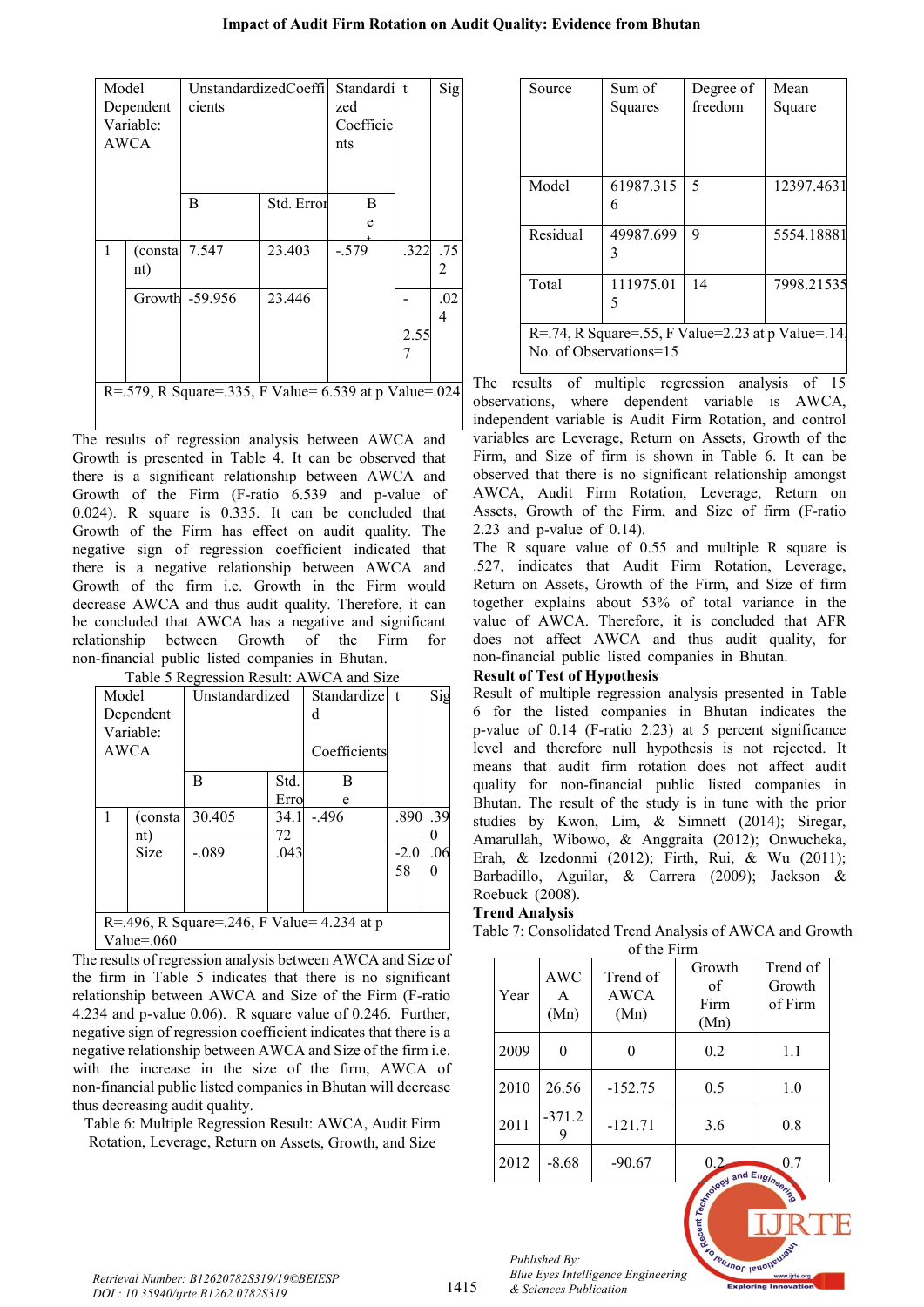| Model Dependent Variable: AWCA | | Unstandardized Coefficients | | Standardized Coefficients | t | Sig |
|---|---|---|---|---|---|---|
| | | B | Std. Error | Beta | | |
| 1 | (constant) | 7.547 | 23.403 | -.579 | .322 | .752 |
| | Growth | -59.956 | 23.446 | | -2.557 | .024 |
| R=.579, R Square=.335, F Value= 6.539 at p Value=.024 | | | | | | |

The results of regression analysis between AWCA and Growth is presented in Table 4. It can be observed that there is a significant relationship between AWCA and Growth of the Firm (F-ratio 6.539 and p-value of 0.024). R square is 0.335. It can be concluded that Growth of the Firm has effect on audit quality. The negative sign of regression coefficient indicated that there is a negative relationship between AWCA and Growth of the firm i.e. Growth in the Firm would decrease AWCA and thus audit quality. Therefore, it can be concluded that AWCA has a negative and significant relationship between Growth of Firm for non-financial public listed companies in Bhutan.

Table 5 Regression Result: AWCA and Size

| Model Dependent Variable: AWCA | | Unstandardized | | Standardized Coefficients | t | Sig |
|---|---|---|---|---|---|---|
| | | B | Std. Error | Beta | | |
| 1 | (constant) | 30.405 | 34.172 | -.496 | .890 | .390 |
| | Size | -.089 | .043 | | -2.058 | .060 |
| R=.496, R Square=.246, F Value= 4.234 at p Value=.060 | | | | | | |

The results of regression analysis between AWCA and Size of the firm in Table 5 indicates that there is no significant relationship between AWCA and Size of the Firm (F-ratio 4.234 and p-value 0.06). R square value of 0.246. Further, negative sign of regression coefficient indicates that there is a negative relationship between AWCA and Size of the firm i.e. with the increase in the size of the firm, AWCA of non-financial public listed companies in Bhutan will decrease thus decreasing audit quality.

Table 6: Multiple Regression Result: AWCA, Audit Firm Rotation, Leverage, Return on Assets, Growth, and Size

| Source | Sum of Squares | Degree of freedom | Mean Square |
|---|---|---|---|
| Model | 61987.3156 | 5 | 12397.4631 |
| Residual | 49987.6993 | 9 | 5554.18881 |
| Total | 111975.015 | 14 | 7998.21535 |
| R=.74, R Square=.55, F Value=2.23 at p Value=.14, No. of Observations=15 | | | |

The results of multiple regression analysis of 15 observations, where dependent variable is AWCA, independent variable is Audit Firm Rotation, and control variables are Leverage, Return on Assets, Growth of the Firm, and Size of firm is shown in Table 6. It can be observed that there is no significant relationship amongst AWCA, Audit Firm Rotation, Leverage, Return on Assets, Growth of the Firm, and Size of firm (F-ratio 2.23 and p-value of 0.14).

The R square value of 0.55 and multiple R square is .527, indicates that Audit Firm Rotation, Leverage, Return on Assets, Growth of the Firm, and Size of firm together explains about 53% of total variance in the value of AWCA. Therefore, it is concluded that AFR does not affect AWCA and thus audit quality, for non-financial public listed companies in Bhutan.

**Result of Test of Hypothesis**

Result of multiple regression analysis presented in Table 6 for the listed companies in Bhutan indicates the p-value of 0.14 (F-ratio 2.23) at 5 percent significance level and therefore null hypothesis is not rejected. It means that audit firm rotation does not affect audit quality for non-financial public listed companies in Bhutan. The result of the study is in tune with the prior studies by Kwon, Lim, & Simnett (2014); Siregar, Amarullah, Wibowo, & Anggraita (2012); Onwucheka, Erah, & Izedonmi (2012); Firth, Rui, & Wu (2011); Barbadillo, Aguilar, & Carrera (2009); Jackson & Roebuck (2008).

**Trend Analysis**

Table 7: Consolidated Trend Analysis of AWCA and Growth of the Firm

| Year | AWCA (Mn) | Trend of AWCA (Mn) | Growth of Firm (Mn) | Trend of Growth of Firm |
|---|---|---|---|---|
| 2009 | 0 | 0 | 0.2 | 1.1 |
| 2010 | 26.56 | -152.75 | 0.5 | 1.0 |
| 2011 | -371.29 | -121.71 | 3.6 | 0.8 |
| 2012 | -8.68 | -90.67 | 0.2 | 0.7 |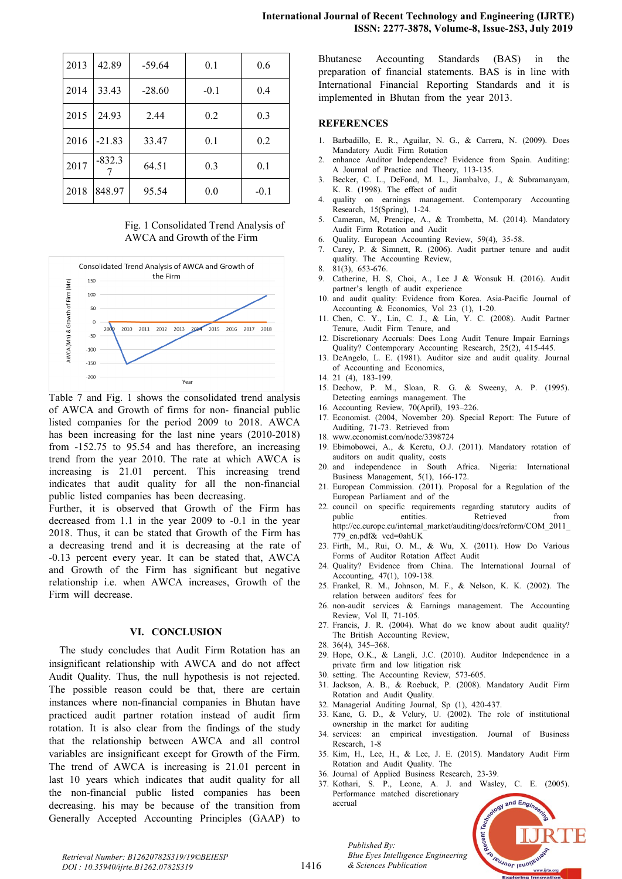| 2013 | 42.89 | -59.64 | 0.1 | 0.6 |
|---|---|---|---|---|
| 2014 | 33.43 | -28.60 | -0.1 | 0.4 |
| 2015 | 24.93 | 2.44 | 0.2 | 0.3 |
| 2016 | -21.83 | 33.47 | 0.1 | 0.2 |
| 2017 | -832.37 | 64.51 | 0.3 | 0.1 |
| 2018 | 848.97 | 95.54 | 0.0 | -0.1 |

Fig. 1 Consolidated Trend Analysis of AWCA and Growth of the Firm

Table 7 and Fig. 1 shows the consolidated trend analysis of AWCA and Growth of firms for non- financial public listed companies for the period 2009 to 2018. AWCA has been increasing for the last nine years (2010-2018) from -152.75 to 95.54 and has therefore, an increasing trend from the year 2010. The rate at which AWCA is increasing is 21.01 percent. This increasing trend indicates that audit quality for all the non-financial public listed companies has been decreasing.

Further, it is observed that Growth of the Firm has decreased from 1.1 in the year 2009 to -0.1 in the year 2018. Thus, it can be stated that Growth of the Firm has a decreasing trend and it is decreasing at the rate of -0.13 percent every year. It can be stated that, AWCA and Growth of the Firm has significant but negative relationship i.e. when AWCA increases, Growth of the Firm will decrease.

## VI. CONCLUSION

The study concludes that Audit Firm Rotation has an insignificant relationship with AWCA and do not affect Audit Quality. Thus, the null hypothesis is not rejected. The possible reason could be that, there are certain instances where non-financial companies in Bhutan have practiced audit partner rotation instead of audit firm rotation. It is also clear from the findings of the study that the relationship between AWCA and all control variables are insignificant except for Growth of the Firm. The trend of AWCA is increasing is 21.01 percent in last 10 years which indicates that audit quality for all the non-financial public listed companies has been decreasing. his may be because of the transition from Generally Accepted Accounting Principles (GAAP) to Bhutanese Accounting Standards (BAS) in the preparation of financial statements. BAS is in line with International Financial Reporting Standards and it is implemented in Bhutan from the year 2013.

## REFERENCES

1. Barbadillo, E. R., Aguilar, N. G., & Carrera, N. (2009). Does Mandatory Audit Firm Rotation
2. enhance Auditor Independence? Evidence from Spain. Auditing: A Journal of Practice and Theory, 113-135.
3. Becker, C. L., DeFond, M. L., Jiambalvo, J., & Subramanyam, K. R. (1998). The effect of audit
4. quality on earnings management. Contemporary Accounting Research, 15(Spring), 1-24.
5. Cameran, M, Prencipe, A., & Trombetta, M. (2014). Mandatory Audit Firm Rotation and Audit
6. Quality. European Accounting Review, 59(4), 35-58.
7. Carey, P. & Simnett, R. (2006). Audit partner tenure and audit quality. The Accounting Review,
8. 81(3), 653-676.
9. Catherine, H. S, Choi, A., Lee J & Wonsuk H. (2016). Audit partner's length of audit experience
10. and audit quality: Evidence from Korea. Asia-Pacific Journal of Accounting & Economics, Vol 23 (1), 1-20.
11. Chen, C. Y., Lin, C. J., & Lin, Y. C. (2008). Audit Partner Tenure, Audit Firm Tenure, and
12. Discretionary Accruals: Does Long Audit Tenure Impair Earnings Quality? Contemporary Accounting Research, 25(2), 415-445.
13. DeAngelo, L. E. (1981). Auditor size and audit quality. Journal of Accounting and Economics,
14. 21 (4), 183-199.
15. Dechow, P. M., Sloan, R. G. & Sweeny, A. P. (1995). Detecting earnings management. The
16. Accounting Review, 70(April), 193–226.
17. Economist. (2004, November 20). Special Report: The Future of Auditing, 71-73. Retrieved from
18. www.economist.com/node/3398724
19. Ebimobowei, A., & Keretu, O.J. (2011). Mandatory rotation of auditors on audit quality, costs
20. and independence in South Africa. Nigeria: International Business Management, 5(1), 166-172.
21. European Commission. (2011). Proposal for a Regulation of the European Parliament and of the
22. council on specific requirements regarding statutory audits of public entities. Retrieved from http://ec.europe.eu/internal_market/auditing/docs/reform/COM_2011_779_en.pdf& ved=0ahUK
23. Firth, M., Rui, O. M., & Wu, X. (2011). How Do Various Forms of Auditor Rotation Affect Audit
24. Quality? Evidence from China. The International Journal of Accounting, 47(1), 109-138.
25. Frankel, R. M., Johnson, M. F., & Nelson, K. K. (2002). The relation between auditors' fees for
26. non-audit services & Earnings management. The Accounting Review, Vol II, 71-105.
27. Francis, J. R. (2004). What do we know about audit quality? The British Accounting Review,
28. 36(4), 345–368.
29. Hope, O.K., & Langli, J.C. (2010). Auditor Independence in a private firm and low litigation risk
30. setting. The Accounting Review, 573-605.
31. Jackson, A. B., & Roebuck, P. (2008). Mandatory Audit Firm Rotation and Audit Quality.
32. Managerial Auditing Journal, Sp (1), 420-437.
33. Kane, G. D., & Velury, U. (2002). The role of institutional ownership in the market for auditing
34. services: an empirical investigation. Journal of Business Research, 1-8
35. Kim, H., Lee, H., & Lee, J. E. (2015). Mandatory Audit Firm Rotation and Audit Quality. The
36. Journal of Applied Business Research, 23-39.
37. Kothari, S. P., Leone, A. J. and Wasley, C. E. (2005). Performance matched discretionary accrual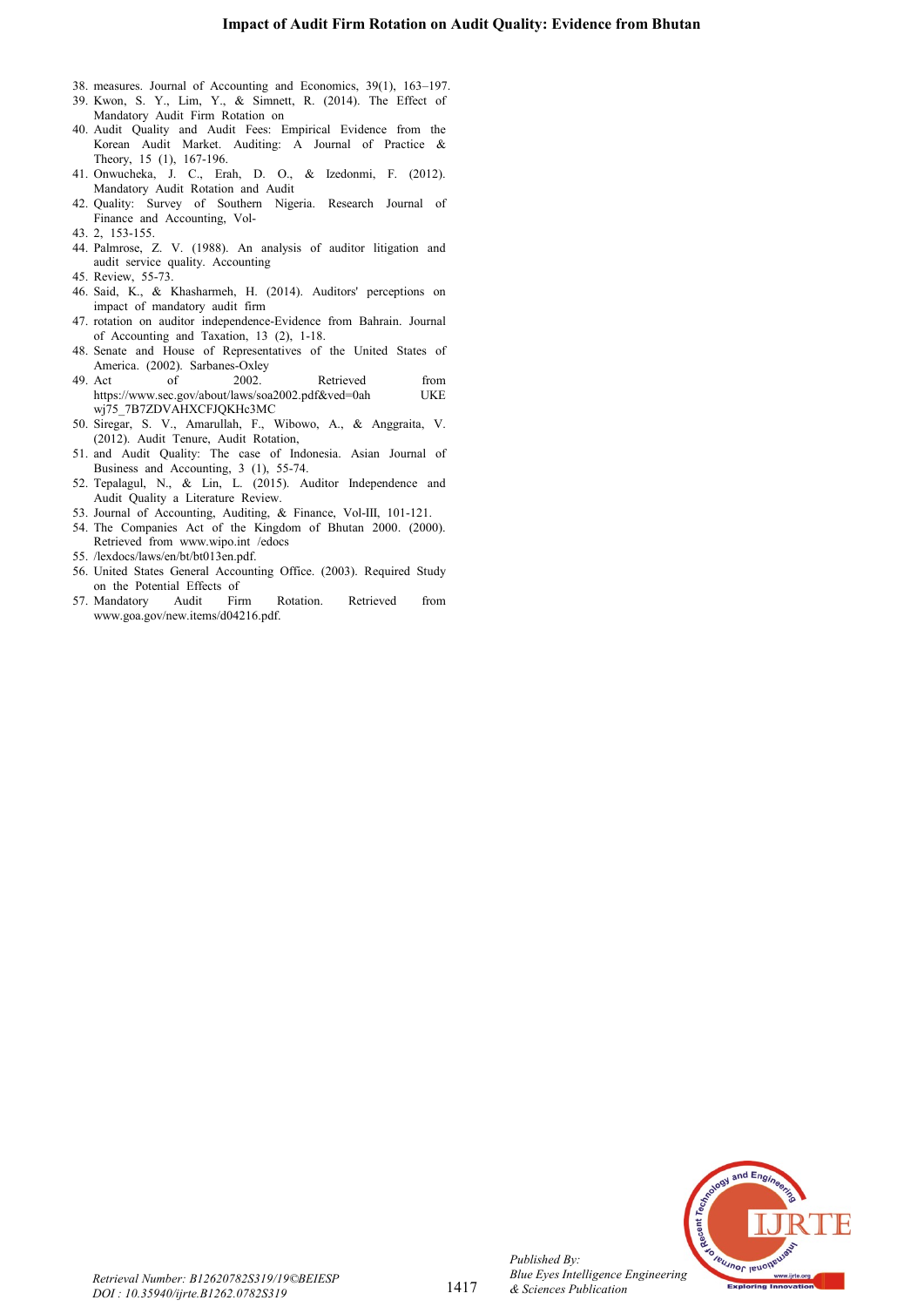38. measures. Journal of Accounting and Economics, 39(1), 163–197.
39. Kwon, S. Y., Lim, Y., & Simnett, R. (2014). The Effect of Mandatory Audit Firm Rotation on
40. Audit Quality and Audit Fees: Empirical Evidence from the Korean Audit Market. Auditing: A Journal of Practice & Theory, 15 (1), 167-196.
41. Onwucheka, J. C., Erah, D. O., & Izedonmi, F. (2012). Mandatory Audit Rotation and Audit
42. Quality: Survey of Southern Nigeria. Research Journal of Finance and Accounting, Vol-
43. 2, 153-155.
44. Palmrose, Z. V. (1988). An analysis of auditor litigation and audit service quality. Accounting
45. Review, 55-73.
46. Said, K., & Khasharmeh, H. (2014). Auditors' perceptions on impact of mandatory audit firm
47. rotation on auditor independence-Evidence from Bahrain. Journal of Accounting and Taxation, 13 (2), 1-18.
48. Senate and House of Representatives of the United States of America. (2002). Sarbanes-Oxley
49. Act of 2002. Retrieved from https://www.sec.gov/about/laws/soa2002.pdf&ved=0ah UKE wj75_7B7ZDVAHXCFJQKHc3MC
50. Siregar, S. V., Amarullah, F., Wibowo, A., & Anggraita, V. (2012). Audit Tenure, Audit Rotation,
51. and Audit Quality: The case of Indonesia. Asian Journal of Business and Accounting, 3 (1), 55-74.
52. Tepalagul, N., & Lin, L. (2015). Auditor Independence and Audit Quality a Literature Review.
53. Journal of Accounting, Auditing, & Finance, Vol-III, 101-121.
54. The Companies Act of the Kingdom of Bhutan 2000. (2000). Retrieved from www.wipo.int /edocs
55. /lexdocs/laws/en/bt/bt013en.pdf.
56. United States General Accounting Office. (2003). Required Study on the Potential Effects of
57. Mandatory Audit Firm Rotation. Retrieved from www.goa.gov/new.items/d04216.pdf.